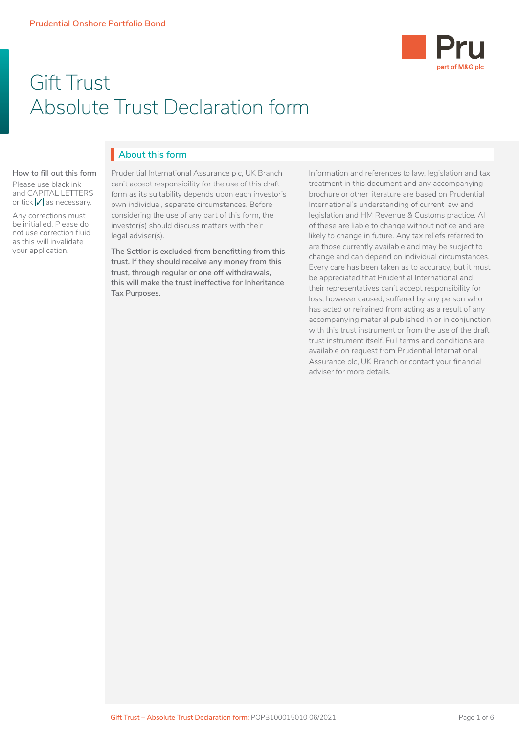# Gift Trust
# Absolute Trust Declaration form

## About this form

**How to fill out this form**

Please use black ink and CAPITAL LETTERS or tick ✓ as necessary.

Any corrections must be initialled. Please do not use correction fluid as this will invalidate your application.

Prudential International Assurance plc, UK Branch can't accept responsibility for the use of this draft form as its suitability depends upon each investor's own individual, separate circumstances. Before considering the use of any part of this form, the investor(s) should discuss matters with their legal adviser(s).

**The Settlor is excluded from benefitting from this trust. If they should receive any money from this trust, through regular or one off withdrawals, this will make the trust ineffective for Inheritance Tax Purposes**.

Information and references to law, legislation and tax treatment in this document and any accompanying brochure or other literature are based on Prudential International's understanding of current law and legislation and HM Revenue & Customs practice. All of these are liable to change without notice and are likely to change in future. Any tax reliefs referred to are those currently available and may be subject to change and can depend on individual circumstances. Every care has been taken as to accuracy, but it must be appreciated that Prudential International and their representatives can't accept responsibility for loss, however caused, suffered by any person who has acted or refrained from acting as a result of any accompanying material published in or in conjunction with this trust instrument or from the use of the draft trust instrument itself. Full terms and conditions are available on request from Prudential International Assurance plc, UK Branch or contact your financial adviser for more details.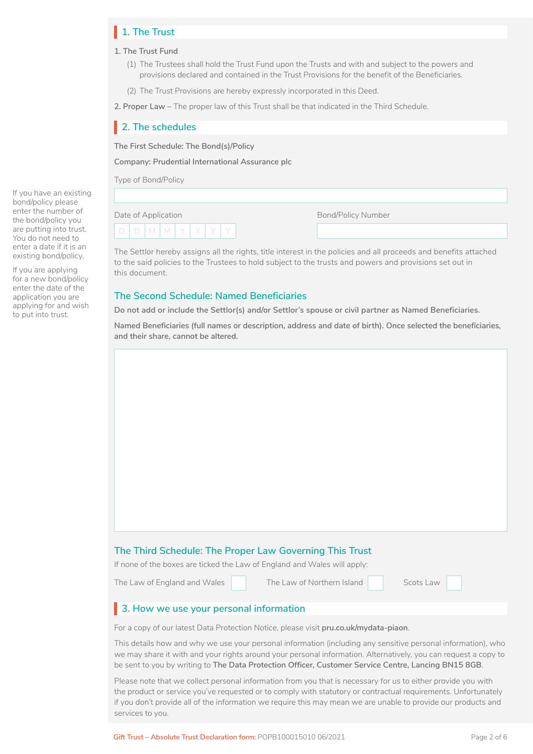## 1. The Trust

1. The Trust Fund

(1) The Trustees shall hold the Trust Fund upon the Trusts and with and subject to the powers and provisions declared and contained in the Trust Provisions for the benefit of the Beneficiaries.

(2) The Trust Provisions are hereby expressly incorporated in this Deed.

**2. Proper Law** – The proper law of this Trust shall be that indicated in the Third Schedule.

## 2. The schedules

**The First Schedule: The Bond(s)/Policy**

**Company: Prudential International Assurance plc**

If you have an existing bond/policy please enter the number of the bond/policy you are putting into trust. You do not need to enter a date if it is an existing bond/policy.

If you are applying for a new bond/policy enter the date of the application you are applying for and wish to put into trust.

Type of Bond/Policy

Date of Application D D M M Y Y Y Y

Bond/Policy Number

The Settlor hereby assigns all the rights, title interest in the policies and all proceeds and benefits attached to the said policies to the Trustees to hold subject to the trusts and powers and provisions set out in this document.

### The Second Schedule: Named Beneficiaries

**Do not add or include the Settlor(s) and/or Settlor's spouse or civil partner as Named Beneficiaries.**

**Named Beneficiaries (full names or description, address and date of birth). Once selected the beneficiaries, and their share, cannot be altered.**

### The Third Schedule: The Proper Law Governing This Trust

If none of the boxes are ticked the Law of England and Wales will apply:

The Law of England and Wales ☐ The Law of Northern Island ☐ Scots Law ☐

## 3. How we use your personal information

For a copy of our latest Data Protection Notice, please visit **pru.co.uk/mydata-piaon**.

This details how and why we use your personal information (including any sensitive personal information), who we may share it with and your rights around your personal information. Alternatively, you can request a copy to be sent to you by writing to **The Data Protection Officer, Customer Service Centre, Lancing BN15 8GB**.

Please note that we collect personal information from you that is necessary for us to either provide you with the product or service you've requested or to comply with statutory or contractual requirements. Unfortunately if you don't provide all of the information we require this may mean we are unable to provide our products and services to you.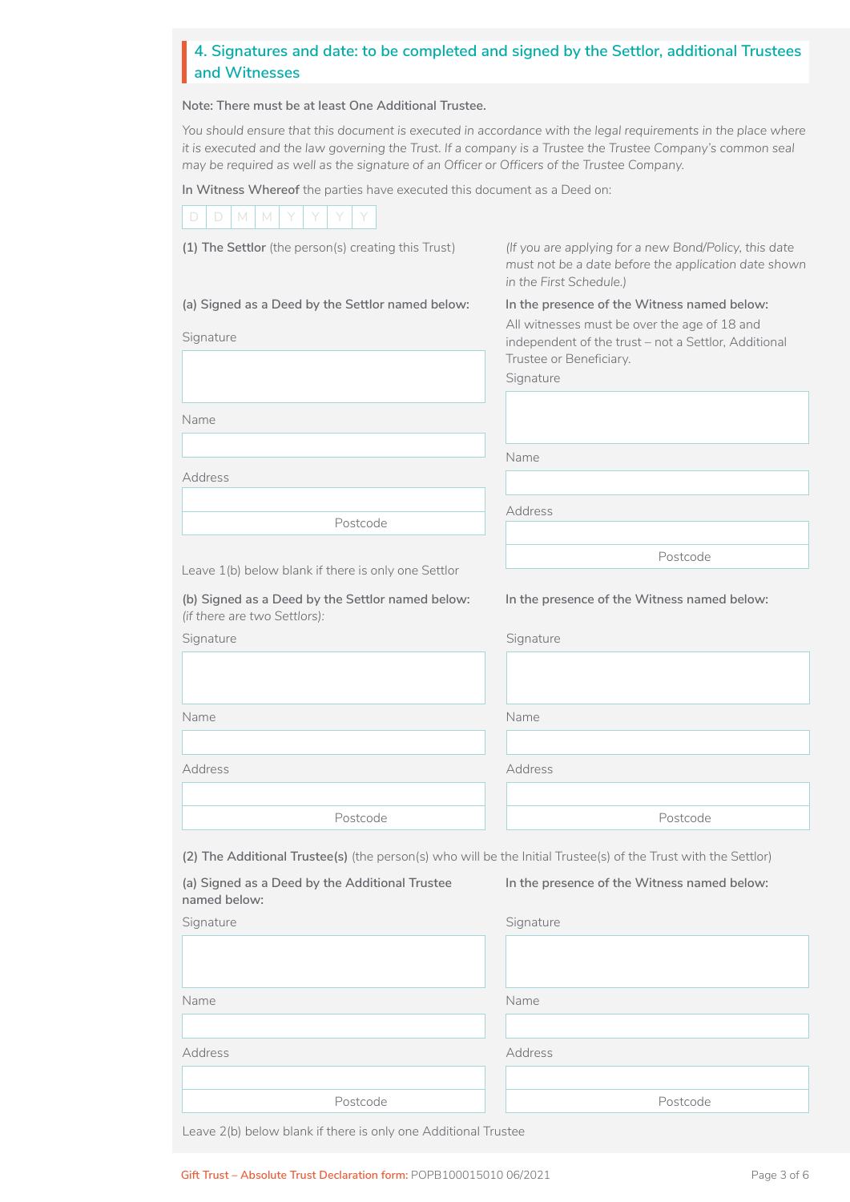## 4. Signatures and date: to be completed and signed by the Settlor, additional Trustees and Witnesses

**Note: There must be at least One Additional Trustee.**

*You should ensure that this document is executed in accordance with the legal requirements in the place where it is executed and the law governing the Trust. If a company is a Trustee the Trustee Company's common seal may be required as well as the signature of an Officer or Officers of the Trustee Company.*

**In Witness Whereof** the parties have executed this document as a Deed on:

| D | D | M | M | Y | Y | Y | Y |
|---|---|---|---|---|---|---|---|

**(1) The Settlor** (the person(s) creating this Trust)

*(If you are applying for a new Bond/Policy, this date must not be a date before the application date shown in the First Schedule.)*

**(a) Signed as a Deed by the Settlor named below:**

Signature

Name

Address

Postcode

**In the presence of the Witness named below:**

All witnesses must be over the age of 18 and independent of the trust – not a Settlor, Additional Trustee or Beneficiary.

Signature

Name

Address

Postcode

Leave 1(b) below blank if there is only one Settlor

**(b) Signed as a Deed by the Settlor named below:**
*(if there are two Settlors):*

Signature

Name

Address

Postcode

**In the presence of the Witness named below:**

Signature

Name

Address

Postcode

**(2) The Additional Trustee(s)** (the person(s) who will be the Initial Trustee(s) of the Trust with the Settlor)

**(a) Signed as a Deed by the Additional Trustee named below:**

Signature

Name

Address

Postcode

**In the presence of the Witness named below:**

Signature

Name

Address

Postcode

Leave 2(b) below blank if there is only one Additional Trustee

Gift Trust – Absolute Trust Declaration form: POPB100015010 06/2021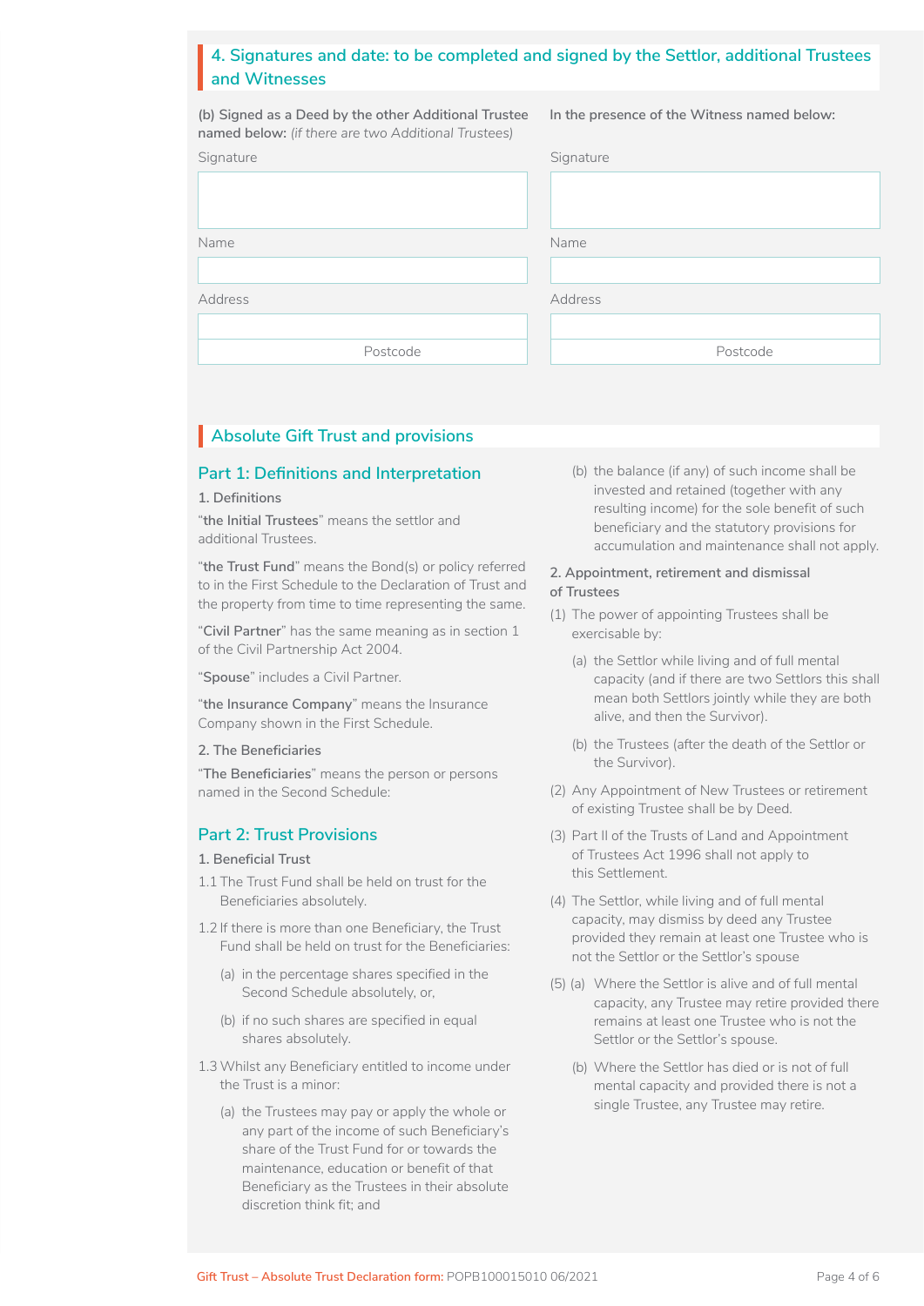## 4. Signatures and date: to be completed and signed by the Settlor, additional Trustees and Witnesses

**(b) Signed as a Deed by the other Additional Trustee named below:** *(if there are two Additional Trustees)*

Signature

Name

Address

Postcode

**In the presence of the Witness named below:**

Signature

Name

Address

Postcode

## Absolute Gift Trust and provisions

### Part 1: Definitions and Interpretation

**1. Definitions**

"**the Initial Trustees**" means the settlor and additional Trustees.

"**the Trust Fund**" means the Bond(s) or policy referred to in the First Schedule to the Declaration of Trust and the property from time to time representing the same.

"**Civil Partner**" has the same meaning as in section 1 of the Civil Partnership Act 2004.

"**Spouse**" includes a Civil Partner.

"**the Insurance Company**" means the Insurance Company shown in the First Schedule.

**2. The Beneficiaries**

"**The Beneficiaries**" means the person or persons named in the Second Schedule:

### Part 2: Trust Provisions

**1. Beneficial Trust**

1.1 The Trust Fund shall be held on trust for the Beneficiaries absolutely.

1.2 If there is more than one Beneficiary, the Trust Fund shall be held on trust for the Beneficiaries:

- (a) in the percentage shares specified in the Second Schedule absolutely, or,
- (b) if no such shares are specified in equal shares absolutely.

1.3 Whilst any Beneficiary entitled to income under the Trust is a minor:

- (a) the Trustees may pay or apply the whole or any part of the income of such Beneficiary's share of the Trust Fund for or towards the maintenance, education or benefit of that Beneficiary as the Trustees in their absolute discretion think fit; and
- (b) the balance (if any) of such income shall be invested and retained (together with any resulting income) for the sole benefit of such beneficiary and the statutory provisions for accumulation and maintenance shall not apply.

**2. Appointment, retirement and dismissal of Trustees**

(1) The power of appointing Trustees shall be exercisable by:

- (a) the Settlor while living and of full mental capacity (and if there are two Settlors this shall mean both Settlors jointly while they are both alive, and then the Survivor).
- (b) the Trustees (after the death of the Settlor or the Survivor).

(2) Any Appointment of New Trustees or retirement of existing Trustee shall be by Deed.

(3) Part II of the Trusts of Land and Appointment of Trustees Act 1996 shall not apply to this Settlement.

(4) The Settlor, while living and of full mental capacity, may dismiss by deed any Trustee provided they remain at least one Trustee who is not the Settlor or the Settlor's spouse

(5) (a) Where the Settlor is alive and of full mental capacity, any Trustee may retire provided there remains at least one Trustee who is not the Settlor or the Settlor's spouse.

(b) Where the Settlor has died or is not of full mental capacity and provided there is not a single Trustee, any Trustee may retire.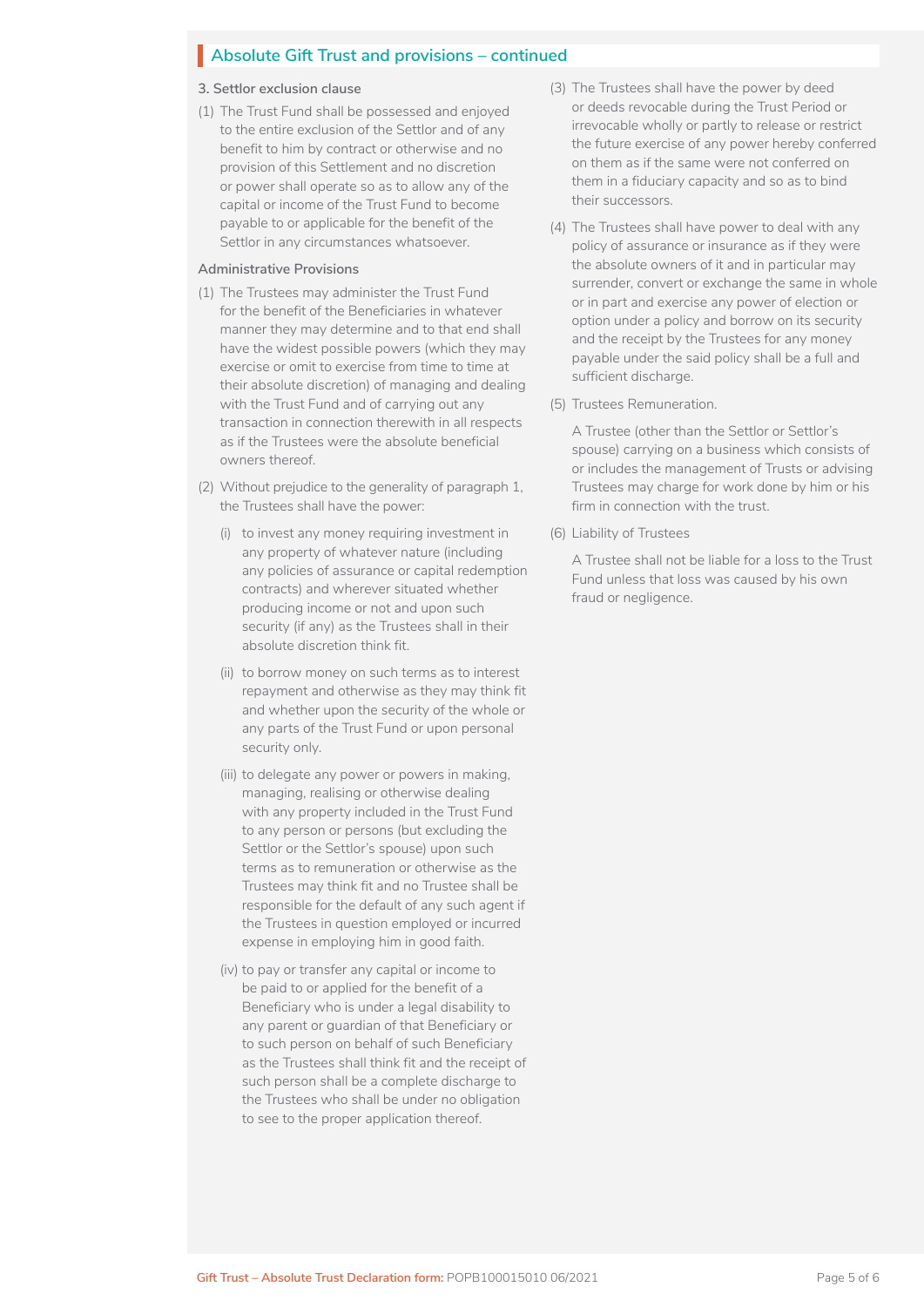## Absolute Gift Trust and provisions – continued

**3. Settlor exclusion clause**

(1) The Trust Fund shall be possessed and enjoyed to the entire exclusion of the Settlor and of any benefit to him by contract or otherwise and no provision of this Settlement and no discretion or power shall operate so as to allow any of the capital or income of the Trust Fund to become payable to or applicable for the benefit of the Settlor in any circumstances whatsoever.

**Administrative Provisions**

(1) The Trustees may administer the Trust Fund for the benefit of the Beneficiaries in whatever manner they may determine and to that end shall have the widest possible powers (which they may exercise or omit to exercise from time to time at their absolute discretion) of managing and dealing with the Trust Fund and of carrying out any transaction in connection therewith in all respects as if the Trustees were the absolute beneficial owners thereof.

(2) Without prejudice to the generality of paragraph 1, the Trustees shall have the power:

(i) to invest any money requiring investment in any property of whatever nature (including any policies of assurance or capital redemption contracts) and wherever situated whether producing income or not and upon such security (if any) as the Trustees shall in their absolute discretion think fit.

(ii) to borrow money on such terms as to interest repayment and otherwise as they may think fit and whether upon the security of the whole or any parts of the Trust Fund or upon personal security only.

(iii) to delegate any power or powers in making, managing, realising or otherwise dealing with any property included in the Trust Fund to any person or persons (but excluding the Settlor or the Settlor's spouse) upon such terms as to remuneration or otherwise as the Trustees may think fit and no Trustee shall be responsible for the default of any such agent if the Trustees in question employed or incurred expense in employing him in good faith.

(iv) to pay or transfer any capital or income to be paid to or applied for the benefit of a Beneficiary who is under a legal disability to any parent or guardian of that Beneficiary or to such person on behalf of such Beneficiary as the Trustees shall think fit and the receipt of such person shall be a complete discharge to the Trustees who shall be under no obligation to see to the proper application thereof.

(3) The Trustees shall have the power by deed or deeds revocable during the Trust Period or irrevocable wholly or partly to release or restrict the future exercise of any power hereby conferred on them as if the same were not conferred on them in a fiduciary capacity and so as to bind their successors.

(4) The Trustees shall have power to deal with any policy of assurance or insurance as if they were the absolute owners of it and in particular may surrender, convert or exchange the same in whole or in part and exercise any power of election or option under a policy and borrow on its security and the receipt by the Trustees for any money payable under the said policy shall be a full and sufficient discharge.

(5) Trustees Remuneration.

A Trustee (other than the Settlor or Settlor's spouse) carrying on a business which consists of or includes the management of Trusts or advising Trustees may charge for work done by him or his firm in connection with the trust.

(6) Liability of Trustees

A Trustee shall not be liable for a loss to the Trust Fund unless that loss was caused by his own fraud or negligence.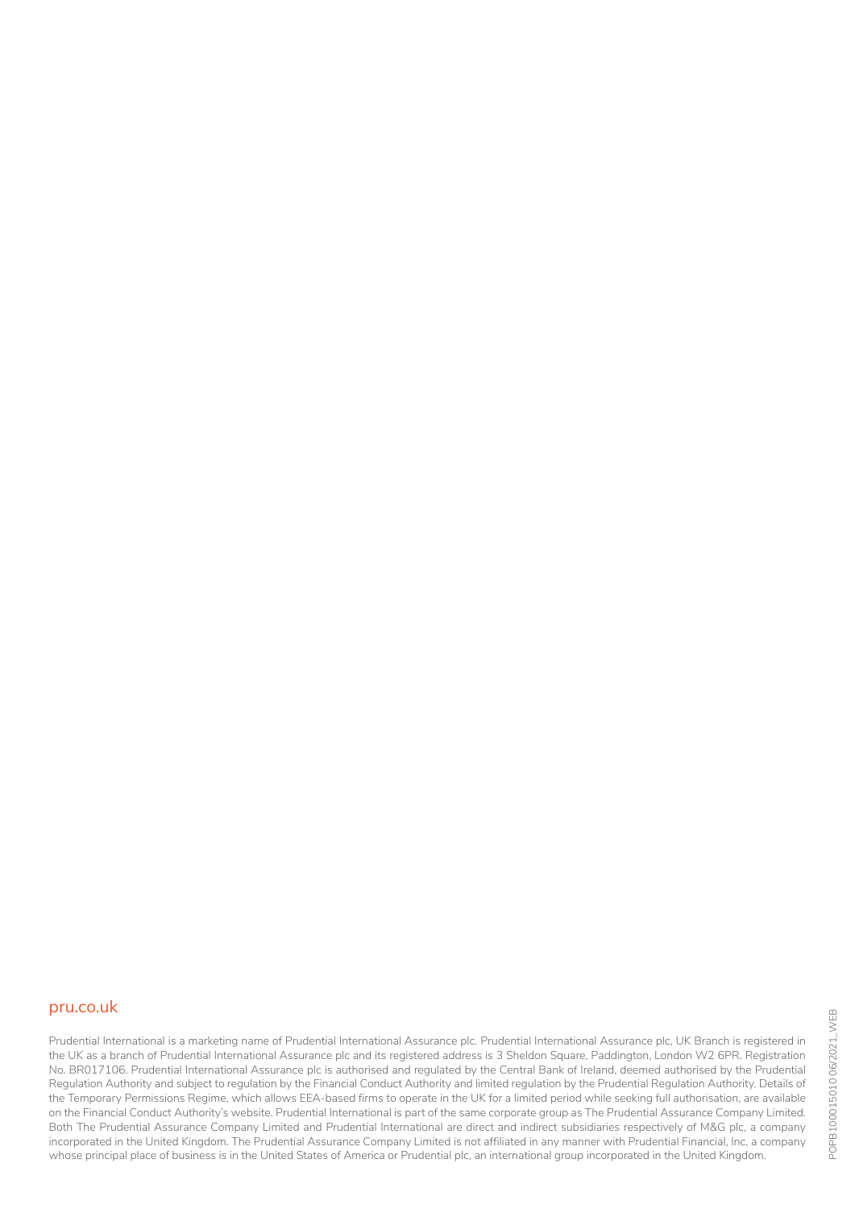pru.co.uk

Prudential International is a marketing name of Prudential International Assurance plc. Prudential International Assurance plc, UK Branch is registered in the UK as a branch of Prudential International Assurance plc and its registered address is 3 Sheldon Square, Paddington, London W2 6PR. Registration No. BR017106. Prudential International Assurance plc is authorised and regulated by the Central Bank of Ireland, deemed authorised by the Prudential Regulation Authority and subject to regulation by the Financial Conduct Authority and limited regulation by the Prudential Regulation Authority. Details of the Temporary Permissions Regime, which allows EEA-based firms to operate in the UK for a limited period while seeking full authorisation, are available on the Financial Conduct Authority's website. Prudential International is part of the same corporate group as The Prudential Assurance Company Limited. Both The Prudential Assurance Company Limited and Prudential International are direct and indirect subsidiaries respectively of M&G plc, a company incorporated in the United Kingdom. The Prudential Assurance Company Limited is not affiliated in any manner with Prudential Financial, Inc, a company whose principal place of business is in the United States of America or Prudential plc, an international group incorporated in the United Kingdom.

POPB10001501006/2021_WEB